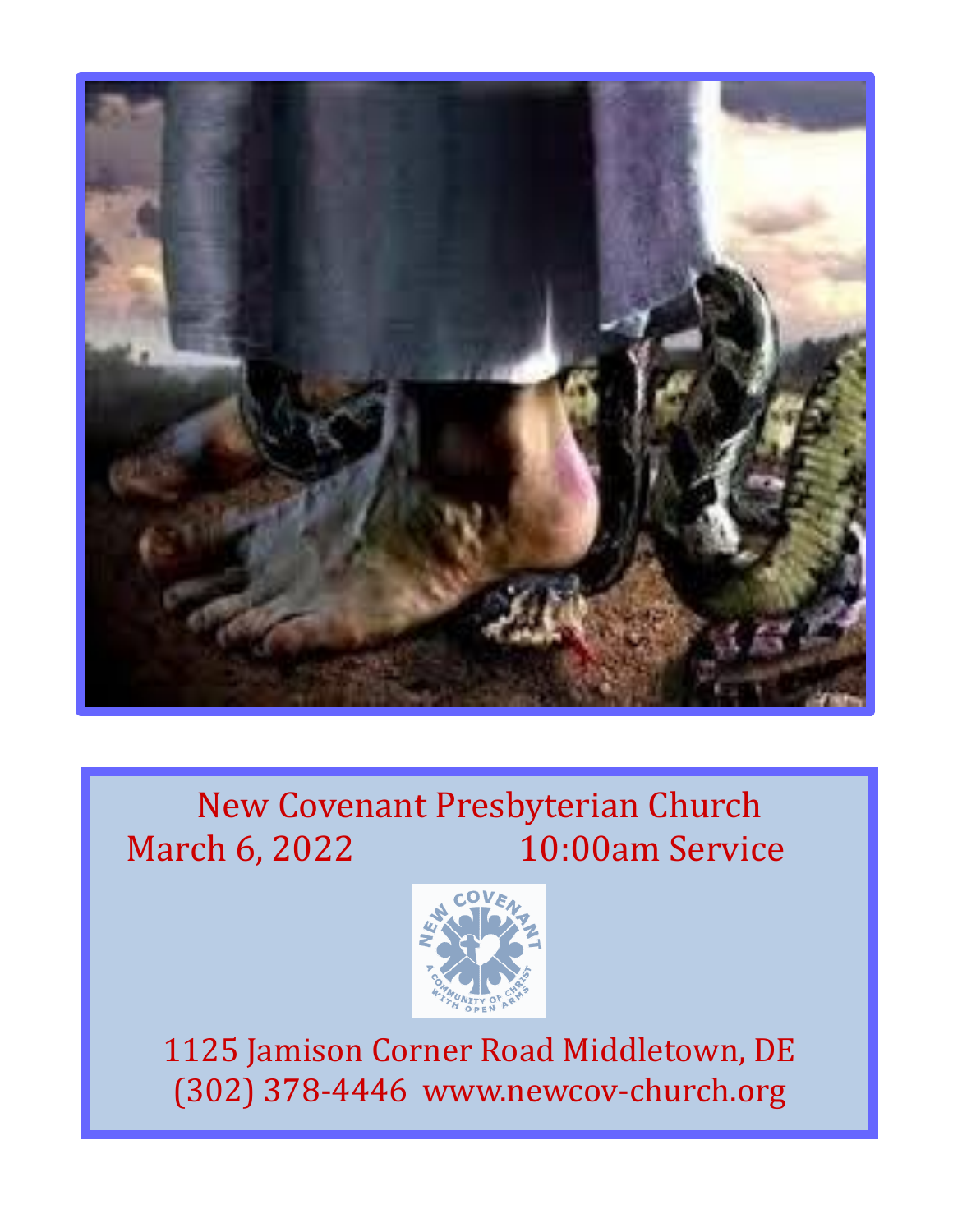# New Covenant Presbyterian Church

March 6, 2022 10:00am Service

1125 Jamison Corner Road Middletown, DE

(302) 378-4446 www.newcov-church.org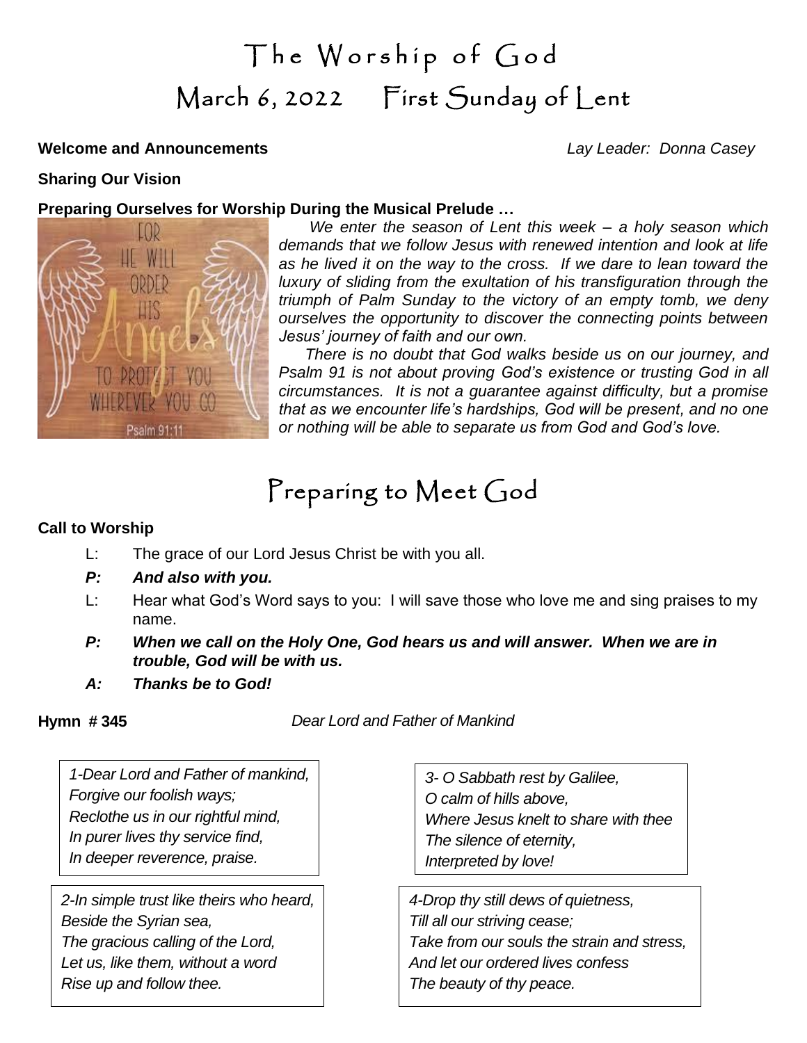# The Worship of God

## March 6, 2022 First Sunday of Lent

**Welcome and Announcements** *Lay Leader: Donna Casey*

**Sharing Our Vision**

**Preparing Ourselves for Worship During the Musical Prelude …**

*We enter the season of Lent this week – a holy season which demands that we follow Jesus with renewed intention and look at life as he lived it on the way to the cross. If we dare to lean toward the luxury of sliding from the exultation of his transfiguration through the triumph of Palm Sunday to the victory of an empty tomb, we deny ourselves the opportunity to discover the connecting points between Jesus' journey of faith and our own.*

*There is no doubt that God walks beside us on our journey, and Psalm 91 is not about proving God's existence or trusting God in all circumstances. It is not a guarantee against difficulty, but a promise that as we encounter life's hardships, God will be present, and no one or nothing will be able to separate us from God and God's love.*

# Preparing to Meet God

**Call to Worship**

L: The grace of our Lord Jesus Christ be with you all.

***P: And also with you.***

L: Hear what God's Word says to you: I will save those who love me and sing praises to my name.

***P: When we call on the Holy One, God hears us and will answer. When we are in trouble, God will be with us.***

***A: Thanks be to God!***

**Hymn # 345** *Dear Lord and Father of Mankind*

*1-Dear Lord and Father of mankind,*
*Forgive our foolish ways;*
*Reclothe us in our rightful mind,*
*In purer lives thy service find,*
*In deeper reverence, praise.*

*2-In simple trust like theirs who heard,*
*Beside the Syrian sea,*
*The gracious calling of the Lord,*
*Let us, like them, without a word*
*Rise up and follow thee.*

*3- O Sabbath rest by Galilee,*
*O calm of hills above,*
*Where Jesus knelt to share with thee*
*The silence of eternity,*
*Interpreted by love!*

*4-Drop thy still dews of quietness,*
*Till all our striving cease;*
*Take from our souls the strain and stress,*
*And let our ordered lives confess*
*The beauty of thy peace.*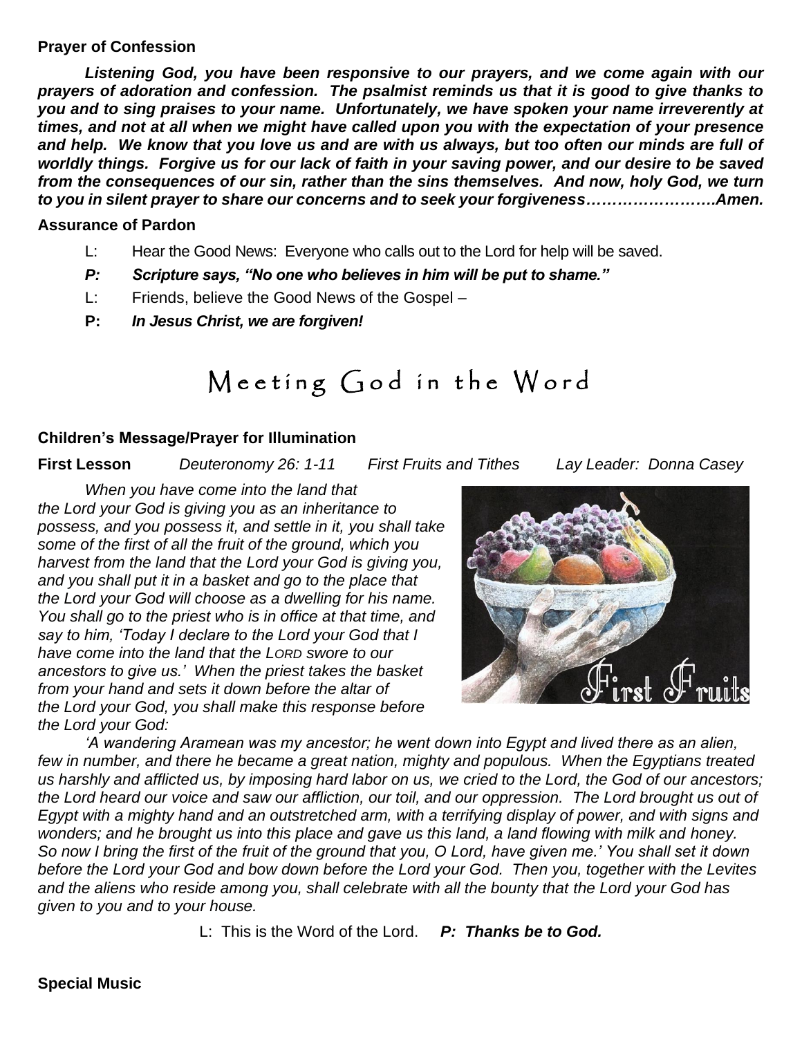**Prayer of Confession**

***Listening God, you have been responsive to our prayers, and we come again with our prayers of adoration and confession. The psalmist reminds us that it is good to give thanks to you and to sing praises to your name. Unfortunately, we have spoken your name irreverently at times, and not at all when we might have called upon you with the expectation of your presence and help. We know that you love us and are with us always, but too often our minds are full of worldly things. Forgive us for our lack of faith in your saving power, and our desire to be saved from the consequences of our sin, rather than the sins themselves. And now, holy God, we turn to you in silent prayer to share our concerns and to seek your forgiveness…………………….Amen.***

**Assurance of Pardon**

L: Hear the Good News: Everyone who calls out to the Lord for help will be saved.

***P: Scripture says, "No one who believes in him will be put to shame."***

L: Friends, believe the Good News of the Gospel –

**P:** ***In Jesus Christ, we are forgiven!***

# Meeting God in the Word

**Children's Message/Prayer for Illumination**

**First Lesson** *Deuteronomy 26: 1-11 First Fruits and Tithes Lay Leader: Donna Casey*

*When you have come into the land that the Lord your God is giving you as an inheritance to possess, and you possess it, and settle in it, you shall take some of the first of all the fruit of the ground, which you harvest from the land that the Lord your God is giving you, and you shall put it in a basket and go to the place that the Lord your God will choose as a dwelling for his name. You shall go to the priest who is in office at that time, and say to him, 'Today I declare to the Lord your God that I have come into the land that the LORD swore to our ancestors to give us.' When the priest takes the basket from your hand and sets it down before the altar of the Lord your God, you shall make this response before the Lord your God:*

*'A wandering Aramean was my ancestor; he went down into Egypt and lived there as an alien, few in number, and there he became a great nation, mighty and populous. When the Egyptians treated us harshly and afflicted us, by imposing hard labor on us, we cried to the Lord, the God of our ancestors; the Lord heard our voice and saw our affliction, our toil, and our oppression. The Lord brought us out of Egypt with a mighty hand and an outstretched arm, with a terrifying display of power, and with signs and wonders; and he brought us into this place and gave us this land, a land flowing with milk and honey. So now I bring the first of the fruit of the ground that you, O Lord, have given me.' You shall set it down before the Lord your God and bow down before the Lord your God. Then you, together with the Levites and the aliens who reside among you, shall celebrate with all the bounty that the Lord your God has given to you and to your house.*

L: This is the Word of the Lord. ***P: Thanks be to God.***

**Special Music**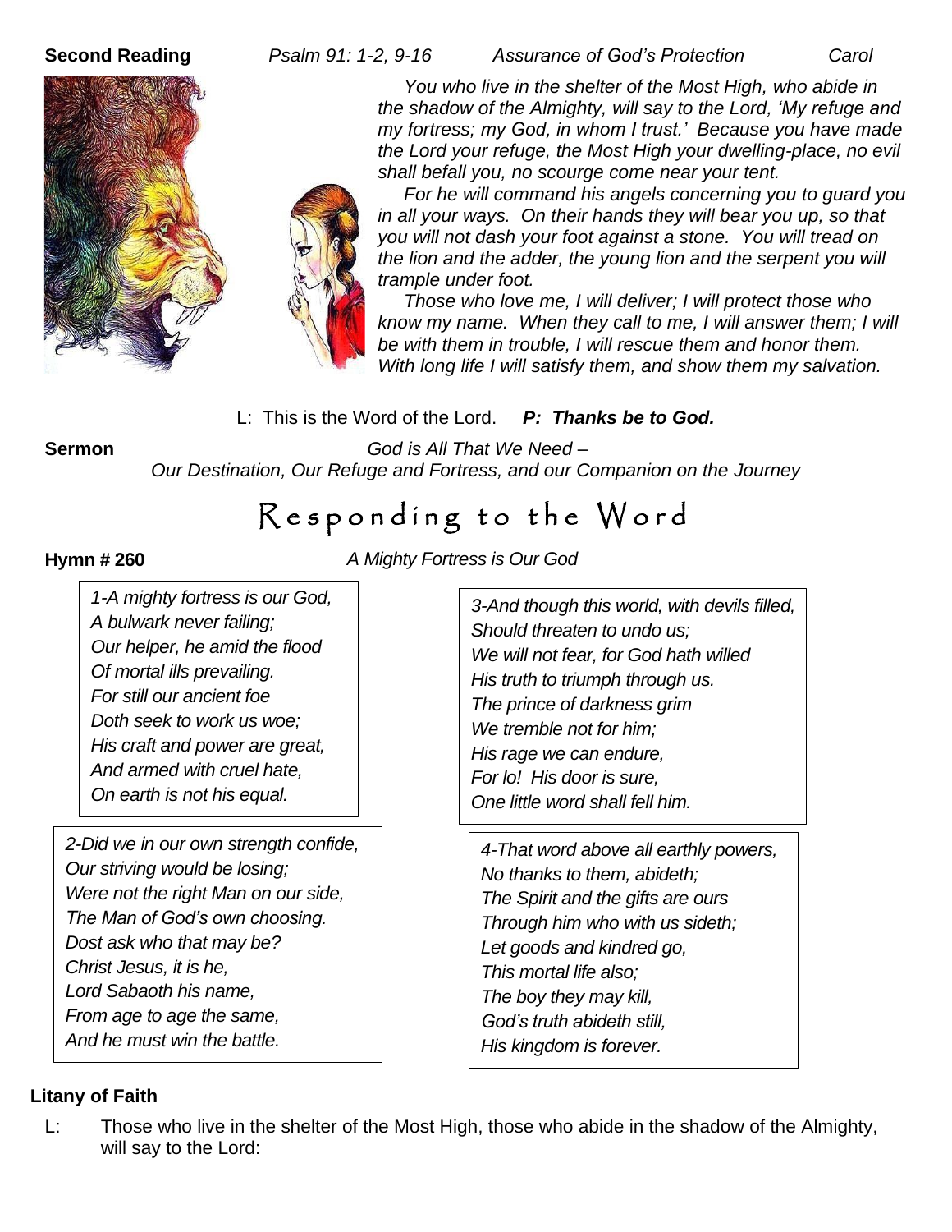**Second Reading** *Psalm 91: 1-2, 9-16* *Assurance of God's Protection* *Carol*

*You who live in the shelter of the Most High, who abide in the shadow of the Almighty, will say to the Lord, 'My refuge and my fortress; my God, in whom I trust.' Because you have made the Lord your refuge, the Most High your dwelling-place, no evil shall befall you, no scourge come near your tent.*

*For he will command his angels concerning you to guard you in all your ways. On their hands they will bear you up, so that you will not dash your foot against a stone. You will tread on the lion and the adder, the young lion and the serpent you will trample under foot.*

*Those who love me, I will deliver; I will protect those who know my name. When they call to me, I will answer them; I will be with them in trouble, I will rescue them and honor them. With long life I will satisfy them, and show them my salvation.*

L: This is the Word of the Lord. ***P: Thanks be to God.***

**Sermon** *God is All That We Need –*
*Our Destination, Our Refuge and Fortress, and our Companion on the Journey*

# Responding to the Word

**Hymn # 260** *A Mighty Fortress is Our God*

*1-A mighty fortress is our God,*
*A bulwark never failing;*
*Our helper, he amid the flood*
*Of mortal ills prevailing.*
*For still our ancient foe*
*Doth seek to work us woe;*
*His craft and power are great,*
*And armed with cruel hate,*
*On earth is not his equal.*

*2-Did we in our own strength confide,*
*Our striving would be losing;*
*Were not the right Man on our side,*
*The Man of God's own choosing.*
*Dost ask who that may be?*
*Christ Jesus, it is he,*
*Lord Sabaoth his name,*
*From age to age the same,*
*And he must win the battle.*

*3-And though this world, with devils filled,*
*Should threaten to undo us;*
*We will not fear, for God hath willed*
*His truth to triumph through us.*
*The prince of darkness grim*
*We tremble not for him;*
*His rage we can endure,*
*For lo! His door is sure,*
*One little word shall fell him.*

*4-That word above all earthly powers,*
*No thanks to them, abideth;*
*The Spirit and the gifts are ours*
*Through him who with us sideth;*
*Let goods and kindred go,*
*This mortal life also;*
*The boy they may kill,*
*God's truth abideth still,*
*His kingdom is forever.*

**Litany of Faith**

L: Those who live in the shelter of the Most High, those who abide in the shadow of the Almighty, will say to the Lord: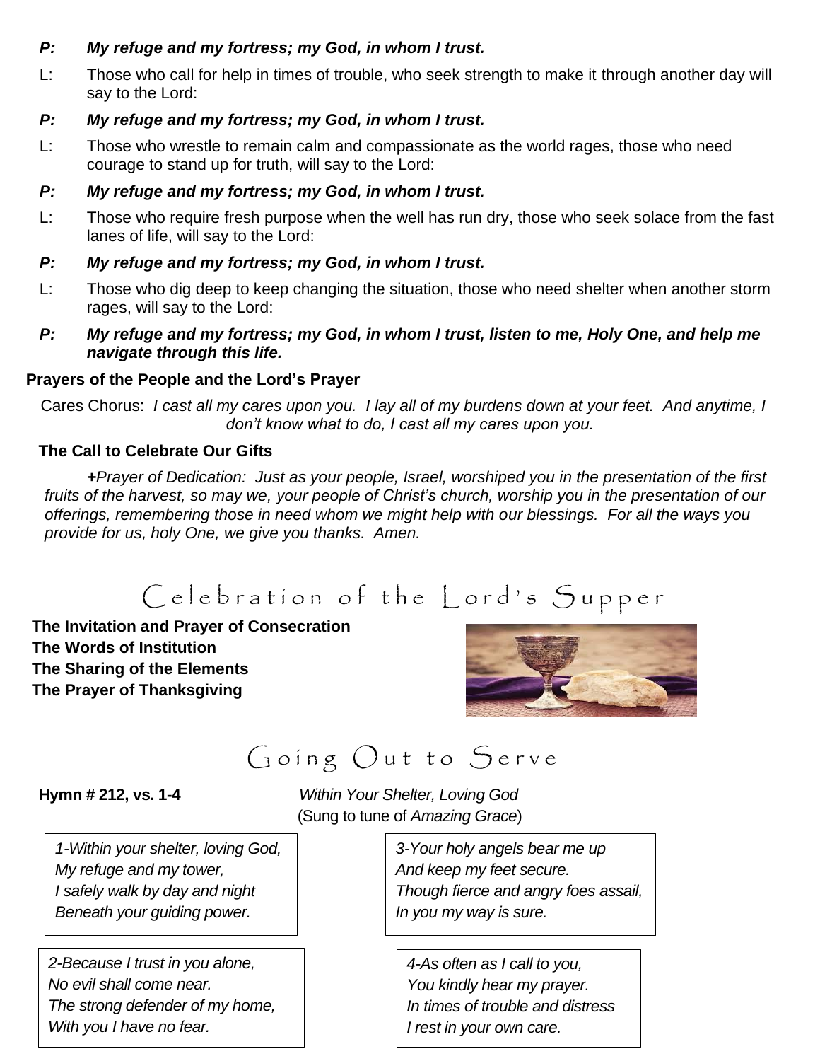***P: My refuge and my fortress; my God, in whom I trust.***

L: Those who call for help in times of trouble, who seek strength to make it through another day will say to the Lord:

***P: My refuge and my fortress; my God, in whom I trust.***

L: Those who wrestle to remain calm and compassionate as the world rages, those who need courage to stand up for truth, will say to the Lord:

***P: My refuge and my fortress; my God, in whom I trust.***

L: Those who require fresh purpose when the well has run dry, those who seek solace from the fast lanes of life, will say to the Lord:

***P: My refuge and my fortress; my God, in whom I trust.***

L: Those who dig deep to keep changing the situation, those who need shelter when another storm rages, will say to the Lord:

***P: My refuge and my fortress; my God, in whom I trust, listen to me, Holy One, and help me navigate through this life.***

**Prayers of the People and the Lord's Prayer**

Cares Chorus: *I cast all my cares upon you. I lay all of my burdens down at your feet. And anytime, I don't know what to do, I cast all my cares upon you.*

**The Call to Celebrate Our Gifts**

*+Prayer of Dedication: Just as your people, Israel, worshiped you in the presentation of the first fruits of the harvest, so may we, your people of Christ's church, worship you in the presentation of our offerings, remembering those in need whom we might help with our blessings. For all the ways you provide for us, holy One, we give you thanks. Amen.*

## Celebration of the Lord's Supper

**The Invitation and Prayer of Consecration**
**The Words of Institution**
**The Sharing of the Elements**
**The Prayer of Thanksgiving**

## Going Out to Serve

**Hymn # 212, vs. 1-4** *Within Your Shelter, Loving God*
(Sung to tune of *Amazing Grace*)

*1-Within your shelter, loving God,*
*My refuge and my tower,*
*I safely walk by day and night*
*Beneath your guiding power.*

*2-Because I trust in you alone,*
*No evil shall come near.*
*The strong defender of my home,*
*With you I have no fear.*

*3-Your holy angels bear me up*
*And keep my feet secure.*
*Though fierce and angry foes assail,*
*In you my way is sure.*

*4-As often as I call to you,*
*You kindly hear my prayer.*
*In times of trouble and distress*
*I rest in your own care.*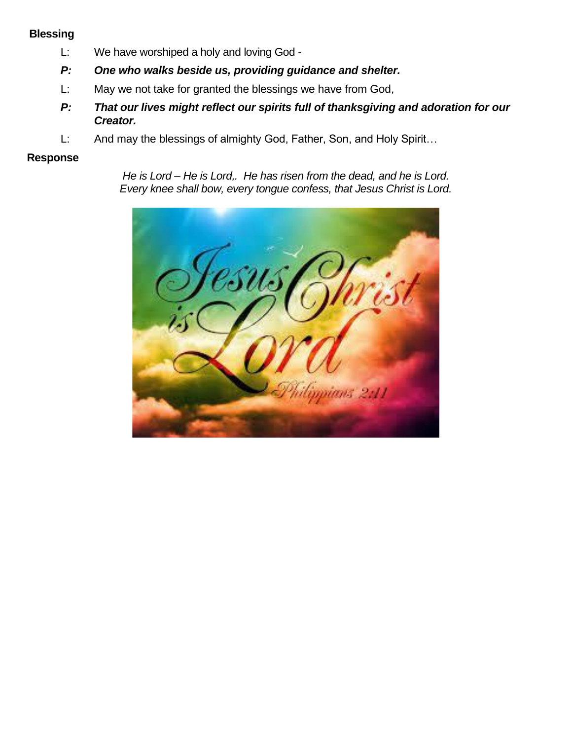**Blessing**

L: We have worshiped a holy and loving God -

***P: One who walks beside us, providing guidance and shelter.***

L: May we not take for granted the blessings we have from God,

***P: That our lives might reflect our spirits full of thanksgiving and adoration for our Creator.***

L: And may the blessings of almighty God, Father, Son, and Holy Spirit…

**Response**

*He is Lord – He is Lord,. He has risen from the dead, and he is Lord.*
*Every knee shall bow, every tongue confess, that Jesus Christ is Lord.*